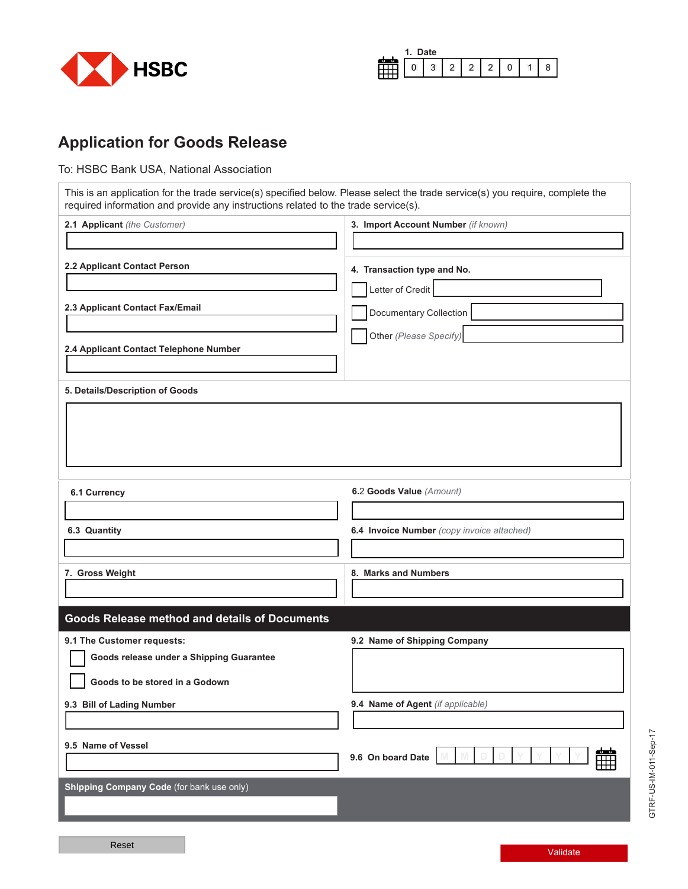HSBC

1. Date

| 0 | 3 | 2 | 2 | 2 | 0 | 1 | 8 |
|---|---|---|---|---|---|---|---|

# Application for Goods Release

To: HSBC Bank USA, National Association

This is an application for the trade service(s) specified below. Please select the trade service(s) you require, complete the required information and provide any instructions related to the trade service(s).

**2.1 Applicant** *(the Customer)*

**2.2 Applicant Contact Person**

**2.3 Applicant Contact Fax/Email**

**2.4 Applicant Contact Telephone Number**

**3. Import Account Number** *(if known)*

**4. Transaction type and No.**

- ☐ Letter of Credit
- ☐ Documentary Collection
- ☐ Other *(Please Specify)*

**5. Details/Description of Goods**

**6.1 Currency**

**6.2 Goods Value** *(Amount)*

**6.3 Quantity**

**6.4 Invoice Number** *(copy invoice attached)*

**7. Gross Weight**

**8. Marks and Numbers**

## Goods Release method and details of Documents

**9.1 The Customer requests:**

- ☐ Goods release under a Shipping Guarantee
- ☐ Goods to be stored in a Godown

**9.2 Name of Shipping Company**

**9.3 Bill of Lading Number**

**9.4 Name of Agent** *(if applicable)*

**9.5 Name of Vessel**

**9.6 On board Date** M M D D Y Y Y Y

**Shipping Company Code** (for bank use only)

Reset

Validate

GTRF-US-IM-011-Sep-17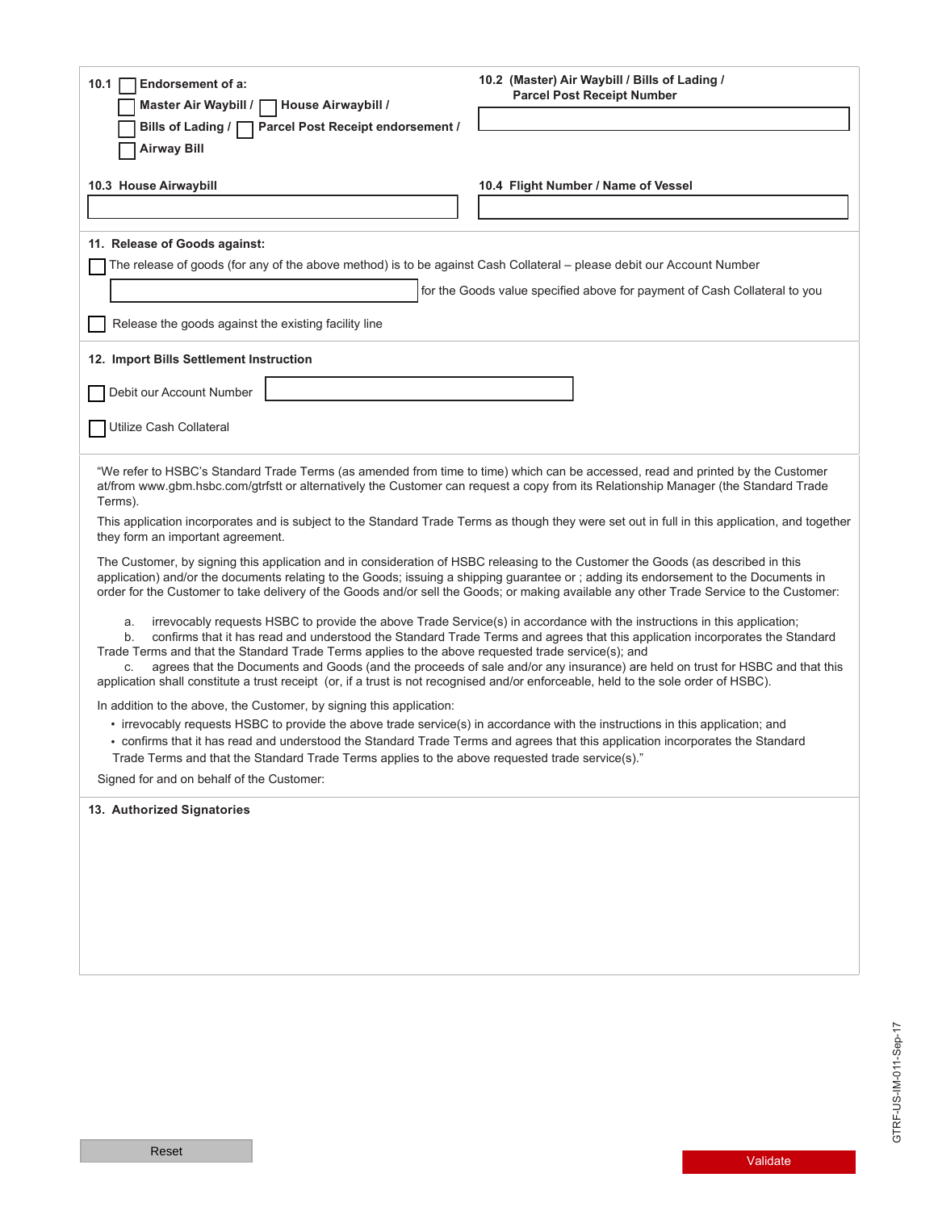**10.1** ☐ **Endorsement of a:**

☐ **Master Air Waybill /** ☐ **House Airwaybill /**

☐ **Bills of Lading /** ☐ **Parcel Post Receipt endorsement /**

☐ **Airway Bill**

**10.2 (Master) Air Waybill / Bills of Lading / Parcel Post Receipt Number**

**10.3 House Airwaybill**

**10.4 Flight Number / Name of Vessel**

**11. Release of Goods against:**

☐ The release of goods (for any of the above method) is to be against Cash Collateral – please debit our Account Number ____________ for the Goods value specified above for payment of Cash Collateral to you

☐ Release the goods against the existing facility line

**12. Import Bills Settlement Instruction**

☐ Debit our Account Number ____________

☐ Utilize Cash Collateral

"We refer to HSBC's Standard Trade Terms (as amended from time to time) which can be accessed, read and printed by the Customer at/from www.gbm.hsbc.com/gtrfstt or alternatively the Customer can request a copy from its Relationship Manager (the Standard Trade Terms).

This application incorporates and is subject to the Standard Trade Terms as though they were set out in full in this application, and together they form an important agreement.

The Customer, by signing this application and in consideration of HSBC releasing to the Customer the Goods (as described in this application) and/or the documents relating to the Goods; issuing a shipping guarantee or ; adding its endorsement to the Documents in order for the Customer to take delivery of the Goods and/or sell the Goods; or making available any other Trade Service to the Customer:

a. irrevocably requests HSBC to provide the above Trade Service(s) in accordance with the instructions in this application;
b. confirms that it has read and understood the Standard Trade Terms and agrees that this application incorporates the Standard Trade Terms and that the Standard Trade Terms applies to the above requested trade service(s); and
c. agrees that the Documents and Goods (and the proceeds of sale and/or any insurance) are held on trust for HSBC and that this application shall constitute a trust receipt (or, if a trust is not recognised and/or enforceable, held to the sole order of HSBC).

In addition to the above, the Customer, by signing this application:

- irrevocably requests HSBC to provide the above trade service(s) in accordance with the instructions in this application; and
- confirms that it has read and understood the Standard Trade Terms and agrees that this application incorporates the Standard Trade Terms and that the Standard Trade Terms applies to the above requested trade service(s)."

Signed for and on behalf of the Customer:

**13. Authorized Signatories**

GTRF-US-IM-011-Sep-17

Reset

Validate